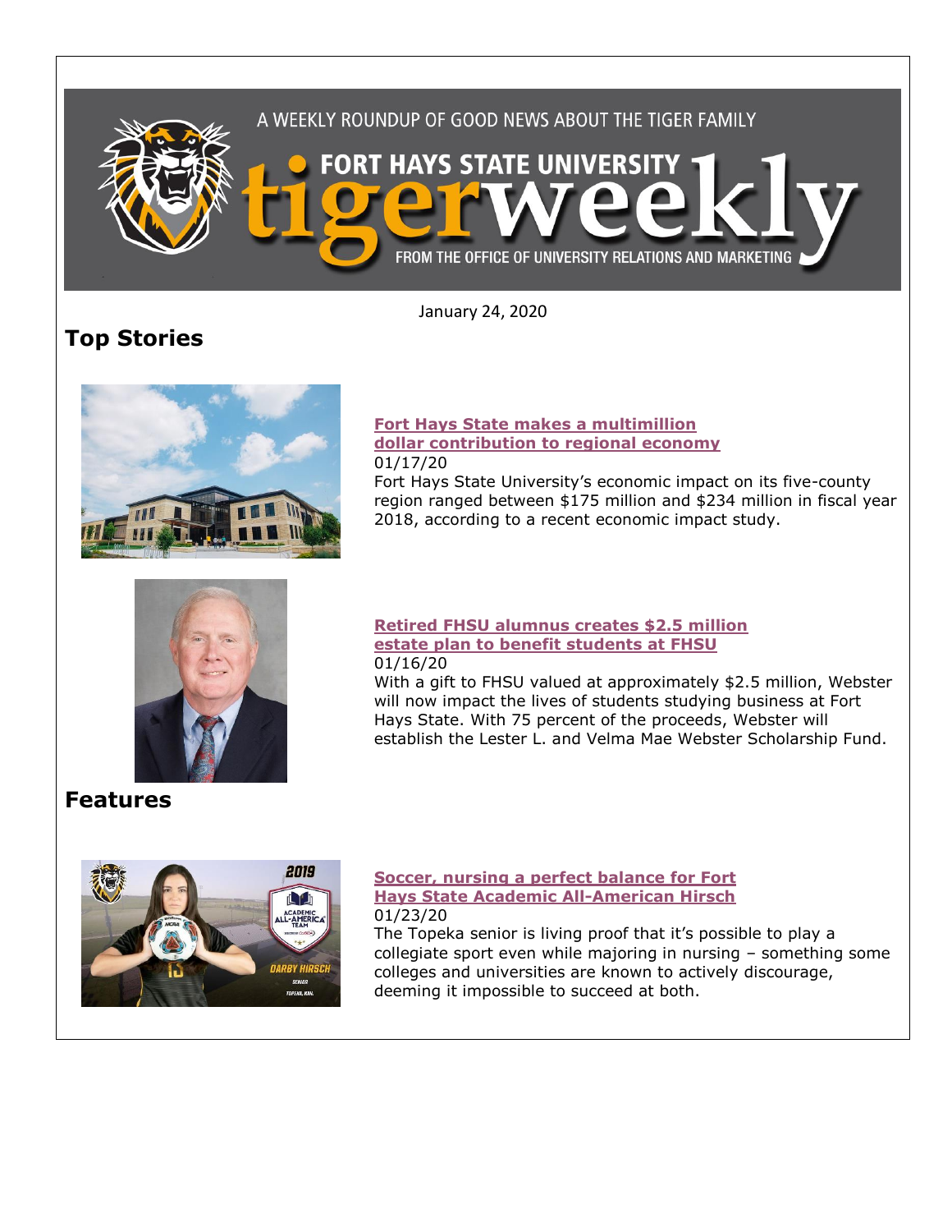A WEEKLY ROUNDUP OF GOOD NEWS ABOUT THE TIGER FAMILY

# FORT HAYS STATE UNIVERSITY tigerweekly

FROM THE OFFICE OF UNIVERSITY RELATIONS AND MARKETING

January 24, 2020

## Top Stories

**Fort Hays State makes a multimillion dollar contribution to regional economy**

01/17/20

Fort Hays State University's economic impact on its five-county region ranged between $175 million and $234 million in fiscal year 2018, according to a recent economic impact study.

**Retired FHSU alumnus creates $2.5 million estate plan to benefit students at FHSU**

01/16/20

With a gift to FHSU valued at approximately $2.5 million, Webster will now impact the lives of students studying business at Fort Hays State. With 75 percent of the proceeds, Webster will establish the Lester L. and Velma Mae Webster Scholarship Fund.

## Features

**Soccer, nursing a perfect balance for Fort Hays State Academic All-American Hirsch**

01/23/20

The Topeka senior is living proof that it's possible to play a collegiate sport even while majoring in nursing – something some colleges and universities are known to actively discourage, deeming it impossible to succeed at both.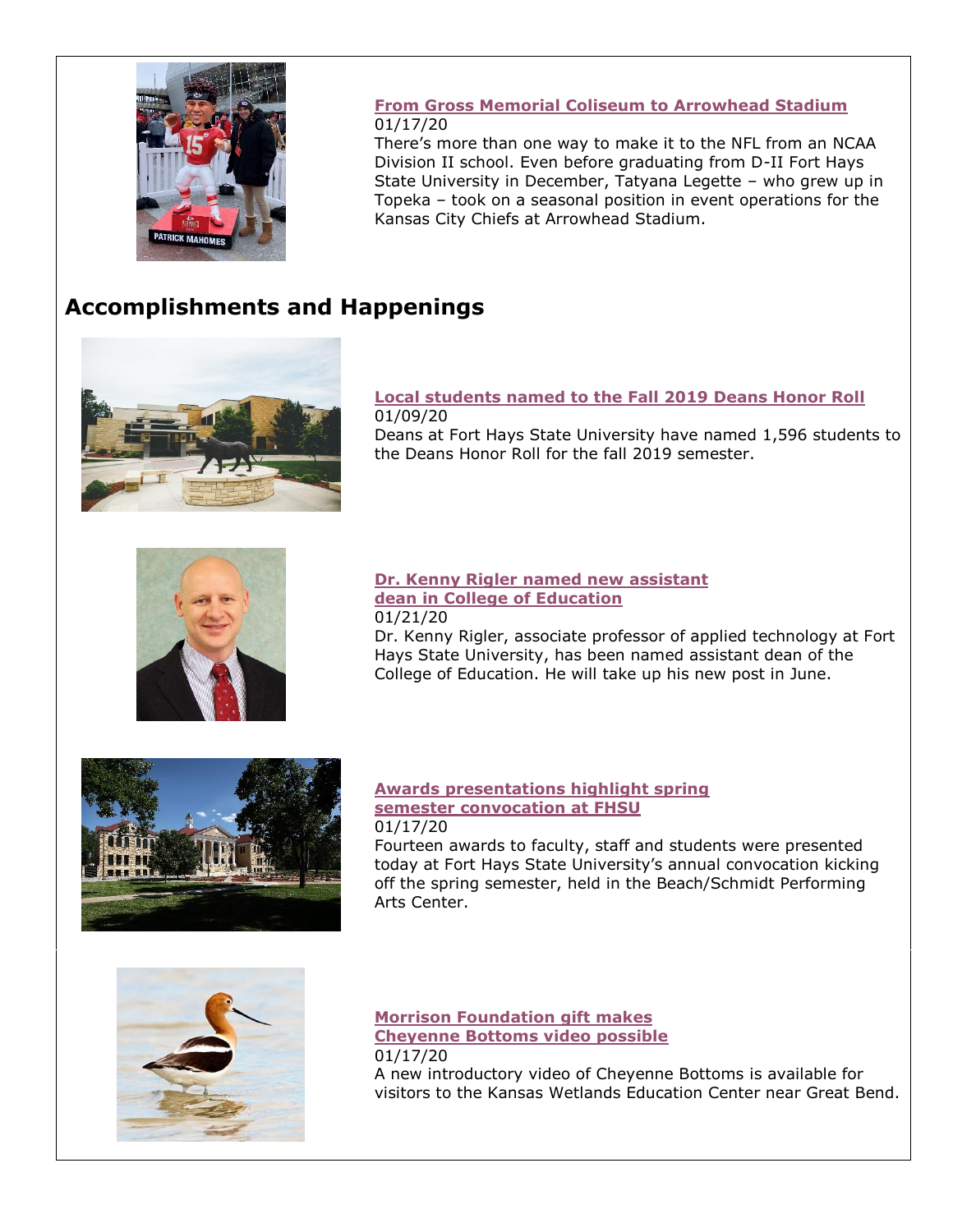**From Gross Memorial Coliseum to Arrowhead Stadium**
01/17/20
There's more than one way to make it to the NFL from an NCAA Division II school. Even before graduating from D-II Fort Hays State University in December, Tatyana Legette – who grew up in Topeka – took on a seasonal position in event operations for the Kansas City Chiefs at Arrowhead Stadium.

## Accomplishments and Happenings

**Local students named to the Fall 2019 Deans Honor Roll**
01/09/20
Deans at Fort Hays State University have named 1,596 students to the Deans Honor Roll for the fall 2019 semester.

**Dr. Kenny Rigler named new assistant dean in College of Education**
01/21/20
Dr. Kenny Rigler, associate professor of applied technology at Fort Hays State University, has been named assistant dean of the College of Education. He will take up his new post in June.

**Awards presentations highlight spring semester convocation at FHSU**
01/17/20
Fourteen awards to faculty, staff and students were presented today at Fort Hays State University's annual convocation kicking off the spring semester, held in the Beach/Schmidt Performing Arts Center.

**Morrison Foundation gift makes Cheyenne Bottoms video possible**
01/17/20
A new introductory video of Cheyenne Bottoms is available for visitors to the Kansas Wetlands Education Center near Great Bend.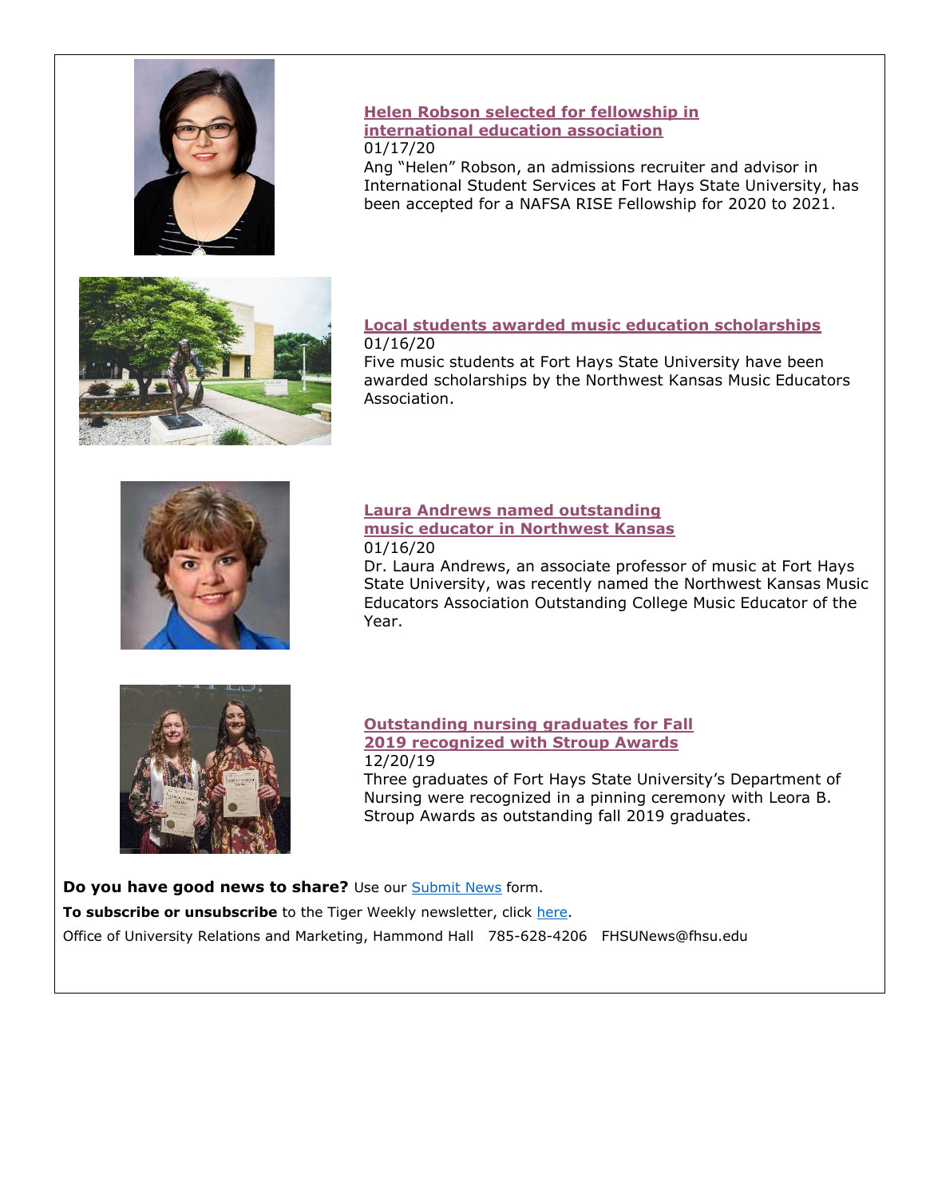**[Helen Robson selected for fellowship in international education association]()**
01/17/20
Ang "Helen" Robson, an admissions recruiter and advisor in International Student Services at Fort Hays State University, has been accepted for a NAFSA RISE Fellowship for 2020 to 2021.

**[Local students awarded music education scholarships]()**
01/16/20
Five music students at Fort Hays State University have been awarded scholarships by the Northwest Kansas Music Educators Association.

**[Laura Andrews named outstanding music educator in Northwest Kansas]()**
01/16/20
Dr. Laura Andrews, an associate professor of music at Fort Hays State University, was recently named the Northwest Kansas Music Educators Association Outstanding College Music Educator of the Year.

**[Outstanding nursing graduates for Fall 2019 recognized with Stroup Awards]()**
12/20/19
Three graduates of Fort Hays State University's Department of Nursing were recognized in a pinning ceremony with Leora B. Stroup Awards as outstanding fall 2019 graduates.

**Do you have good news to share?** Use our Submit News form.

**To subscribe or unsubscribe** to the Tiger Weekly newsletter, click here.

Office of University Relations and Marketing, Hammond Hall 785-628-4206 FHSUNews@fhsu.edu